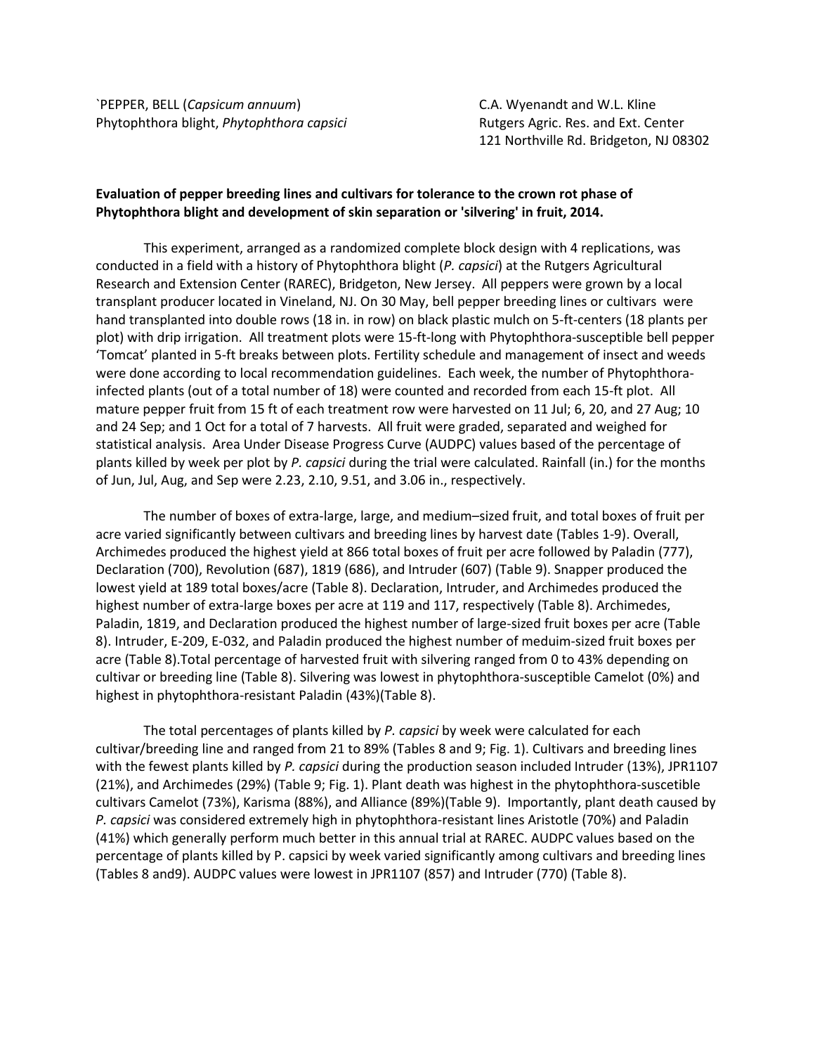`PEPPER, BELL (*Capsicum annuum*)
Phytophthora blight, *Phytophthora capsici*

C.A. Wyenandt and W.L. Kline
Rutgers Agric. Res. and Ext. Center
121 Northville Rd. Bridgeton, NJ 08302

**Evaluation of pepper breeding lines and cultivars for tolerance to the crown rot phase of Phytophthora blight and development of skin separation or 'silvering' in fruit, 2014.**

This experiment, arranged as a randomized complete block design with 4 replications, was conducted in a field with a history of Phytophthora blight (*P. capsici*) at the Rutgers Agricultural Research and Extension Center (RAREC), Bridgeton, New Jersey. All peppers were grown by a local transplant producer located in Vineland, NJ. On 30 May, bell pepper breeding lines or cultivars were hand transplanted into double rows (18 in. in row) on black plastic mulch on 5-ft-centers (18 plants per plot) with drip irrigation. All treatment plots were 15-ft-long with Phytophthora-susceptible bell pepper 'Tomcat' planted in 5-ft breaks between plots. Fertility schedule and management of insect and weeds were done according to local recommendation guidelines. Each week, the number of Phytophthora-infected plants (out of a total number of 18) were counted and recorded from each 15-ft plot. All mature pepper fruit from 15 ft of each treatment row were harvested on 11 Jul; 6, 20, and 27 Aug; 10 and 24 Sep; and 1 Oct for a total of 7 harvests. All fruit were graded, separated and weighed for statistical analysis. Area Under Disease Progress Curve (AUDPC) values based of the percentage of plants killed by week per plot by *P. capsici* during the trial were calculated. Rainfall (in.) for the months of Jun, Jul, Aug, and Sep were 2.23, 2.10, 9.51, and 3.06 in., respectively.

The number of boxes of extra-large, large, and medium–sized fruit, and total boxes of fruit per acre varied significantly between cultivars and breeding lines by harvest date (Tables 1-9). Overall, Archimedes produced the highest yield at 866 total boxes of fruit per acre followed by Paladin (777), Declaration (700), Revolution (687), 1819 (686), and Intruder (607) (Table 9). Snapper produced the lowest yield at 189 total boxes/acre (Table 8). Declaration, Intruder, and Archimedes produced the highest number of extra-large boxes per acre at 119 and 117, respectively (Table 8). Archimedes, Paladin, 1819, and Declaration produced the highest number of large-sized fruit boxes per acre (Table 8). Intruder, E-209, E-032, and Paladin produced the highest number of meduim-sized fruit boxes per acre (Table 8).Total percentage of harvested fruit with silvering ranged from 0 to 43% depending on cultivar or breeding line (Table 8). Silvering was lowest in phytophthora-susceptible Camelot (0%) and highest in phytophthora-resistant Paladin (43%)(Table 8).

The total percentages of plants killed by *P. capsici* by week were calculated for each cultivar/breeding line and ranged from 21 to 89% (Tables 8 and 9; Fig. 1). Cultivars and breeding lines with the fewest plants killed by *P. capsici* during the production season included Intruder (13%), JPR1107 (21%), and Archimedes (29%) (Table 9; Fig. 1). Plant death was highest in the phytophthora-suscetible cultivars Camelot (73%), Karisma (88%), and Alliance (89%)(Table 9). Importantly, plant death caused by *P. capsici* was considered extremely high in phytophthora-resistant lines Aristotle (70%) and Paladin (41%) which generally perform much better in this annual trial at RAREC. AUDPC values based on the percentage of plants killed by P. capsici by week varied significantly among cultivars and breeding lines (Tables 8 and9). AUDPC values were lowest in JPR1107 (857) and Intruder (770) (Table 8).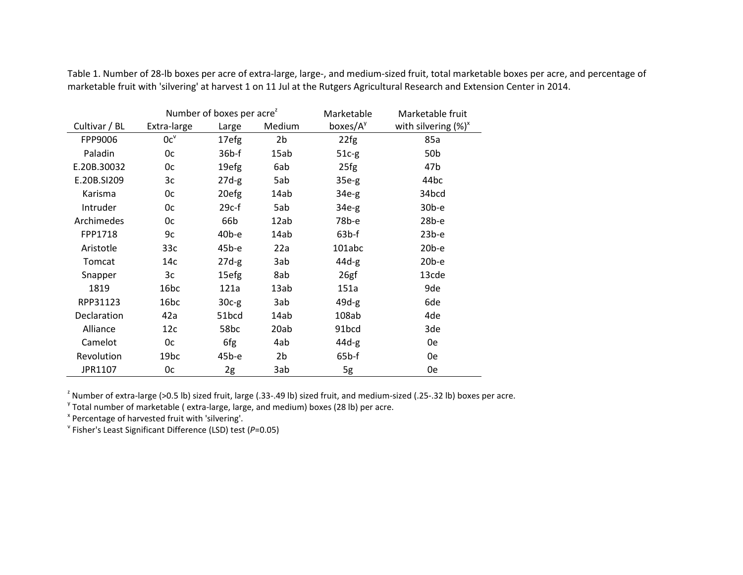Table 1. Number of 28-lb boxes per acre of extra-large, large-, and medium-sized fruit, total marketable boxes per acre, and percentage of marketable fruit with 'silvering' at harvest 1 on 11 Jul at the Rutgers Agricultural Research and Extension Center in 2014.

| | Number of boxes per acre[z] | | | Marketable | Marketable fruit |
|---|---|---|---|---|---|
| Cultivar / BL | Extra-large | Large | Medium | boxes/A[y] | with silvering (%)[x] |
| FPP9006 | 0c[v] | 17efg | 2b | 22fg | 85a |
| Paladin | 0c | 36b-f | 15ab | 51c-g | 50b |
| E.20B.30032 | 0c | 19efg | 6ab | 25fg | 47b |
| E.20B.SI209 | 3c | 27d-g | 5ab | 35e-g | 44bc |
| Karisma | 0c | 20efg | 14ab | 34e-g | 34bcd |
| Intruder | 0c | 29c-f | 5ab | 34e-g | 30b-e |
| Archimedes | 0c | 66b | 12ab | 78b-e | 28b-e |
| FPP1718 | 9c | 40b-e | 14ab | 63b-f | 23b-e |
| Aristotle | 33c | 45b-e | 22a | 101abc | 20b-e |
| Tomcat | 14c | 27d-g | 3ab | 44d-g | 20b-e |
| Snapper | 3c | 15efg | 8ab | 26gf | 13cde |
| 1819 | 16bc | 121a | 13ab | 151a | 9de |
| RPP31123 | 16bc | 30c-g | 3ab | 49d-g | 6de |
| Declaration | 42a | 51bcd | 14ab | 108ab | 4de |
| Alliance | 12c | 58bc | 20ab | 91bcd | 3de |
| Camelot | 0c | 6fg | 4ab | 44d-g | 0e |
| Revolution | 19bc | 45b-e | 2b | 65b-f | 0e |
| JPR1107 | 0c | 2g | 3ab | 5g | 0e |

[z] Number of extra-large (>0.5 lb) sized fruit, large (.33-.49 lb) sized fruit, and medium-sized (.25-.32 lb) boxes per acre.

[y] Total number of marketable ( extra-large, large, and medium) boxes (28 lb) per acre.

[x] Percentage of harvested fruit with 'silvering'.

[v] Fisher's Least Significant Difference (LSD) test (*P*=0.05)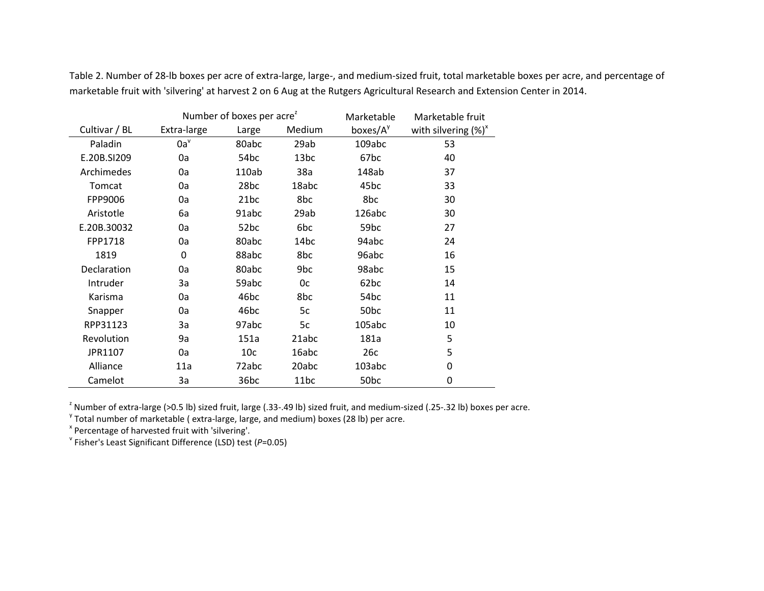Table 2. Number of 28-lb boxes per acre of extra-large, large-, and medium-sized fruit, total marketable boxes per acre, and percentage of marketable fruit with 'silvering' at harvest 2 on 6 Aug at the Rutgers Agricultural Research and Extension Center in 2014.

| | Number of boxes per acre[z] | | | Marketable | Marketable fruit |
|---|---|---|---|---|---|
| Cultivar / BL | Extra-large | Large | Medium | boxes/A[y] | with silvering (%)[x] |
| Paladin | 0a[v] | 80abc | 29ab | 109abc | 53 |
| E.20B.SI209 | 0a | 54bc | 13bc | 67bc | 40 |
| Archimedes | 0a | 110ab | 38a | 148ab | 37 |
| Tomcat | 0a | 28bc | 18abc | 45bc | 33 |
| FPP9006 | 0a | 21bc | 8bc | 8bc | 30 |
| Aristotle | 6a | 91abc | 29ab | 126abc | 30 |
| E.20B.30032 | 0a | 52bc | 6bc | 59bc | 27 |
| FPP1718 | 0a | 80abc | 14bc | 94abc | 24 |
| 1819 | 0 | 88abc | 8bc | 96abc | 16 |
| Declaration | 0a | 80abc | 9bc | 98abc | 15 |
| Intruder | 3a | 59abc | 0c | 62bc | 14 |
| Karisma | 0a | 46bc | 8bc | 54bc | 11 |
| Snapper | 0a | 46bc | 5c | 50bc | 11 |
| RPP31123 | 3a | 97abc | 5c | 105abc | 10 |
| Revolution | 9a | 151a | 21abc | 181a | 5 |
| JPR1107 | 0a | 10c | 16abc | 26c | 5 |
| Alliance | 11a | 72abc | 20abc | 103abc | 0 |
| Camelot | 3a | 36bc | 11bc | 50bc | 0 |

[z] Number of extra-large (>0.5 lb) sized fruit, large (.33-.49 lb) sized fruit, and medium-sized (.25-.32 lb) boxes per acre.
[y] Total number of marketable ( extra-large, large, and medium) boxes (28 lb) per acre.
[x] Percentage of harvested fruit with 'silvering'.
[v] Fisher's Least Significant Difference (LSD) test (*P*=0.05)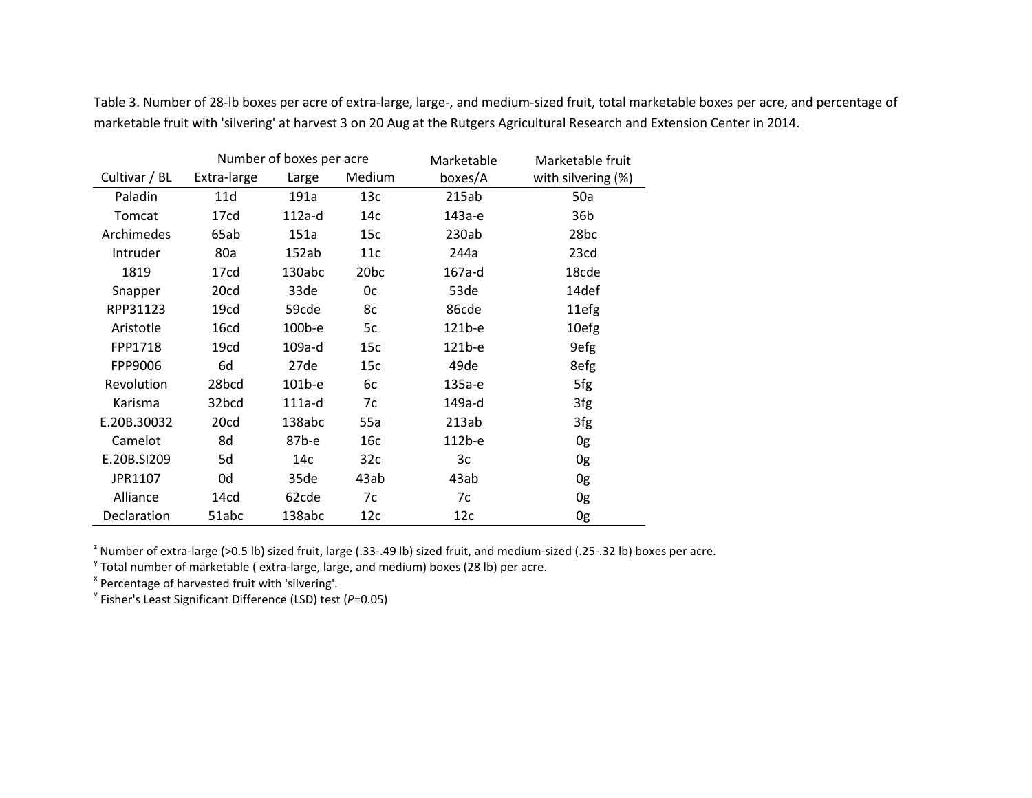Table 3. Number of 28-lb boxes per acre of extra-large, large-, and medium-sized fruit, total marketable boxes per acre, and percentage of marketable fruit with 'silvering' at harvest 3 on 20 Aug at the Rutgers Agricultural Research and Extension Center in 2014.

| Cultivar / BL | Number of boxes per acre | | | Marketable boxes/A | Marketable fruit with silvering (%) |
|---|---|---|---|---|---|
| | Extra-large | Large | Medium | | |
| Paladin | 11d | 191a | 13c | 215ab | 50a |
| Tomcat | 17cd | 112a-d | 14c | 143a-e | 36b |
| Archimedes | 65ab | 151a | 15c | 230ab | 28bc |
| Intruder | 80a | 152ab | 11c | 244a | 23cd |
| 1819 | 17cd | 130abc | 20bc | 167a-d | 18cde |
| Snapper | 20cd | 33de | 0c | 53de | 14def |
| RPP31123 | 19cd | 59cde | 8c | 86cde | 11efg |
| Aristotle | 16cd | 100b-e | 5c | 121b-e | 10efg |
| FPP1718 | 19cd | 109a-d | 15c | 121b-e | 9efg |
| FPP9006 | 6d | 27de | 15c | 49de | 8efg |
| Revolution | 28bcd | 101b-e | 6c | 135a-e | 5fg |
| Karisma | 32bcd | 111a-d | 7c | 149a-d | 3fg |
| E.20B.30032 | 20cd | 138abc | 55a | 213ab | 3fg |
| Camelot | 8d | 87b-e | 16c | 112b-e | 0g |
| E.20B.SI209 | 5d | 14c | 32c | 3c | 0g |
| JPR1107 | 0d | 35de | 43ab | 43ab | 0g |
| Alliance | 14cd | 62cde | 7c | 7c | 0g |
| Declaration | 51abc | 138abc | 12c | 12c | 0g |

[z] Number of extra-large (>0.5 lb) sized fruit, large (.33-.49 lb) sized fruit, and medium-sized (.25-.32 lb) boxes per acre.
[y] Total number of marketable ( extra-large, large, and medium) boxes (28 lb) per acre.
[x] Percentage of harvested fruit with 'silvering'.
[v] Fisher's Least Significant Difference (LSD) test (*P*=0.05)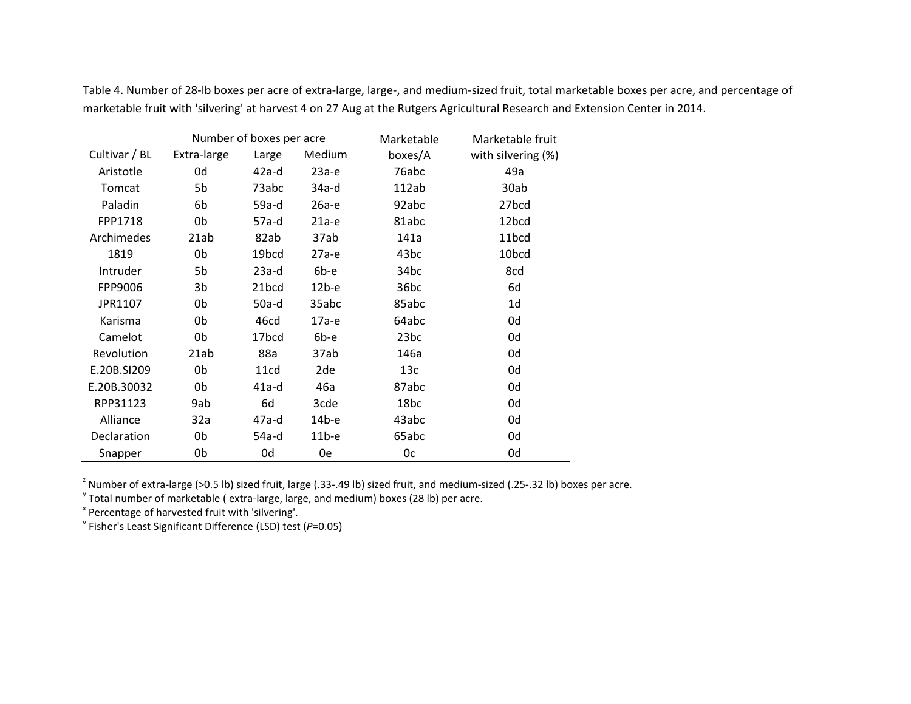Table 4. Number of 28-lb boxes per acre of extra-large, large-, and medium-sized fruit, total marketable boxes per acre, and percentage of marketable fruit with 'silvering' at harvest 4 on 27 Aug at the Rutgers Agricultural Research and Extension Center in 2014.

| | Number of boxes per acre | | | Marketable | Marketable fruit |
|---|---|---|---|---|---|
| Cultivar / BL | Extra-large | Large | Medium | boxes/A | with silvering (%) |
| Aristotle | 0d | 42a-d | 23a-e | 76abc | 49a |
| Tomcat | 5b | 73abc | 34a-d | 112ab | 30ab |
| Paladin | 6b | 59a-d | 26a-e | 92abc | 27bcd |
| FPP1718 | 0b | 57a-d | 21a-e | 81abc | 12bcd |
| Archimedes | 21ab | 82ab | 37ab | 141a | 11bcd |
| 1819 | 0b | 19bcd | 27a-e | 43bc | 10bcd |
| Intruder | 5b | 23a-d | 6b-e | 34bc | 8cd |
| FPP9006 | 3b | 21bcd | 12b-e | 36bc | 6d |
| JPR1107 | 0b | 50a-d | 35abc | 85abc | 1d |
| Karisma | 0b | 46cd | 17a-e | 64abc | 0d |
| Camelot | 0b | 17bcd | 6b-e | 23bc | 0d |
| Revolution | 21ab | 88a | 37ab | 146a | 0d |
| E.20B.SI209 | 0b | 11cd | 2de | 13c | 0d |
| E.20B.30032 | 0b | 41a-d | 46a | 87abc | 0d |
| RPP31123 | 9ab | 6d | 3cde | 18bc | 0d |
| Alliance | 32a | 47a-d | 14b-e | 43abc | 0d |
| Declaration | 0b | 54a-d | 11b-e | 65abc | 0d |
| Snapper | 0b | 0d | 0e | 0c | 0d |

[z] Number of extra-large (>0.5 lb) sized fruit, large (.33-.49 lb) sized fruit, and medium-sized (.25-.32 lb) boxes per acre.

[y] Total number of marketable ( extra-large, large, and medium) boxes (28 lb) per acre.

[x] Percentage of harvested fruit with 'silvering'.

[v] Fisher's Least Significant Difference (LSD) test (*P*=0.05)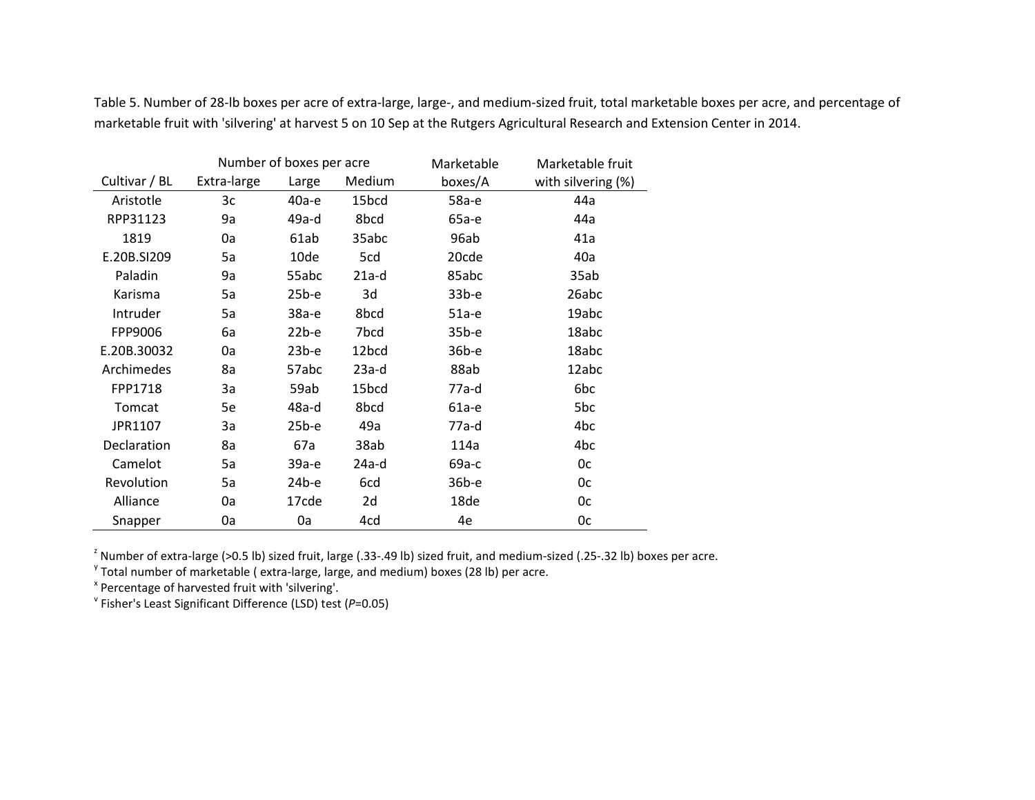Table 5. Number of 28-lb boxes per acre of extra-large, large-, and medium-sized fruit, total marketable boxes per acre, and percentage of marketable fruit with 'silvering' at harvest 5 on 10 Sep at the Rutgers Agricultural Research and Extension Center in 2014.

| | Number of boxes per acre | | | Marketable | Marketable fruit |
|---|---|---|---|---|---|
| Cultivar / BL | Extra-large | Large | Medium | boxes/A | with silvering (%) |
| Aristotle | 3c | 40a-e | 15bcd | 58a-e | 44a |
| RPP31123 | 9a | 49a-d | 8bcd | 65a-e | 44a |
| 1819 | 0a | 61ab | 35abc | 96ab | 41a |
| E.20B.SI209 | 5a | 10de | 5cd | 20cde | 40a |
| Paladin | 9a | 55abc | 21a-d | 85abc | 35ab |
| Karisma | 5a | 25b-e | 3d | 33b-e | 26abc |
| Intruder | 5a | 38a-e | 8bcd | 51a-e | 19abc |
| FPP9006 | 6a | 22b-e | 7bcd | 35b-e | 18abc |
| E.20B.30032 | 0a | 23b-e | 12bcd | 36b-e | 18abc |
| Archimedes | 8a | 57abc | 23a-d | 88ab | 12abc |
| FPP1718 | 3a | 59ab | 15bcd | 77a-d | 6bc |
| Tomcat | 5e | 48a-d | 8bcd | 61a-e | 5bc |
| JPR1107 | 3a | 25b-e | 49a | 77a-d | 4bc |
| Declaration | 8a | 67a | 38ab | 114a | 4bc |
| Camelot | 5a | 39a-e | 24a-d | 69a-c | 0c |
| Revolution | 5a | 24b-e | 6cd | 36b-e | 0c |
| Alliance | 0a | 17cde | 2d | 18de | 0c |
| Snapper | 0a | 0a | 4cd | 4e | 0c |

[z] Number of extra-large (>0.5 lb) sized fruit, large (.33-.49 lb) sized fruit, and medium-sized (.25-.32 lb) boxes per acre.

[y] Total number of marketable ( extra-large, large, and medium) boxes (28 lb) per acre.

[x] Percentage of harvested fruit with 'silvering'.

[v] Fisher's Least Significant Difference (LSD) test (*P*=0.05)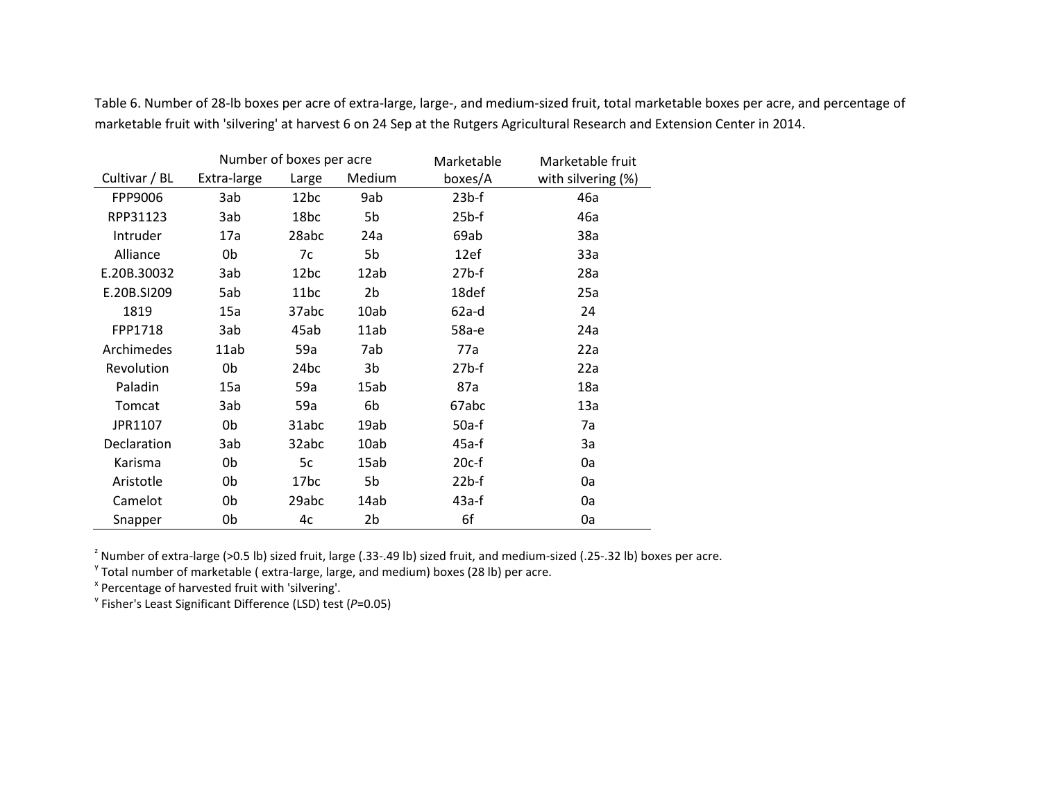Table 6. Number of 28-lb boxes per acre of extra-large, large-, and medium-sized fruit, total marketable boxes per acre, and percentage of marketable fruit with 'silvering' at harvest 6 on 24 Sep at the Rutgers Agricultural Research and Extension Center in 2014.

| | Number of boxes per acre | | | Marketable | Marketable fruit |
|---|---|---|---|---|---|
| Cultivar / BL | Extra-large | Large | Medium | boxes/A | with silvering (%) |
| FPP9006 | 3ab | 12bc | 9ab | 23b-f | 46a |
| RPP31123 | 3ab | 18bc | 5b | 25b-f | 46a |
| Intruder | 17a | 28abc | 24a | 69ab | 38a |
| Alliance | 0b | 7c | 5b | 12ef | 33a |
| E.20B.30032 | 3ab | 12bc | 12ab | 27b-f | 28a |
| E.20B.SI209 | 5ab | 11bc | 2b | 18def | 25a |
| 1819 | 15a | 37abc | 10ab | 62a-d | 24 |
| FPP1718 | 3ab | 45ab | 11ab | 58a-e | 24a |
| Archimedes | 11ab | 59a | 7ab | 77a | 22a |
| Revolution | 0b | 24bc | 3b | 27b-f | 22a |
| Paladin | 15a | 59a | 15ab | 87a | 18a |
| Tomcat | 3ab | 59a | 6b | 67abc | 13a |
| JPR1107 | 0b | 31abc | 19ab | 50a-f | 7a |
| Declaration | 3ab | 32abc | 10ab | 45a-f | 3a |
| Karisma | 0b | 5c | 15ab | 20c-f | 0a |
| Aristotle | 0b | 17bc | 5b | 22b-f | 0a |
| Camelot | 0b | 29abc | 14ab | 43a-f | 0a |
| Snapper | 0b | 4c | 2b | 6f | 0a |

[z] Number of extra-large (>0.5 lb) sized fruit, large (.33-.49 lb) sized fruit, and medium-sized (.25-.32 lb) boxes per acre.
[y] Total number of marketable ( extra-large, large, and medium) boxes (28 lb) per acre.
[x] Percentage of harvested fruit with 'silvering'.
[v] Fisher's Least Significant Difference (LSD) test (*P*=0.05)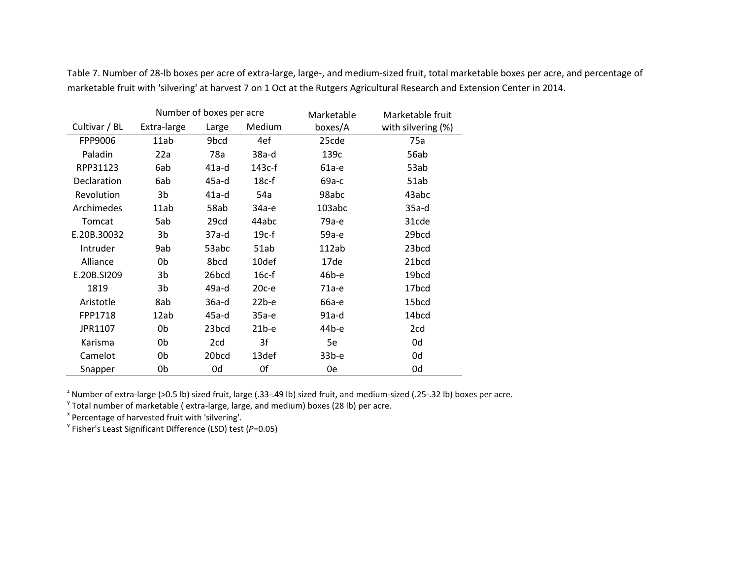Table 7. Number of 28-lb boxes per acre of extra-large, large-, and medium-sized fruit, total marketable boxes per acre, and percentage of marketable fruit with 'silvering' at harvest 7 on 1 Oct at the Rutgers Agricultural Research and Extension Center in 2014.

| | Number of boxes per acre | | | Marketable | Marketable fruit |
|---|---|---|---|---|---|
| Cultivar / BL | Extra-large | Large | Medium | boxes/A | with silvering (%) |
| FPP9006 | 11ab | 9bcd | 4ef | 25cde | 75a |
| Paladin | 22a | 78a | 38a-d | 139c | 56ab |
| RPP31123 | 6ab | 41a-d | 143c-f | 61a-e | 53ab |
| Declaration | 6ab | 45a-d | 18c-f | 69a-c | 51ab |
| Revolution | 3b | 41a-d | 54a | 98abc | 43abc |
| Archimedes | 11ab | 58ab | 34a-e | 103abc | 35a-d |
| Tomcat | 5ab | 29cd | 44abc | 79a-e | 31cde |
| E.20B.30032 | 3b | 37a-d | 19c-f | 59a-e | 29bcd |
| Intruder | 9ab | 53abc | 51ab | 112ab | 23bcd |
| Alliance | 0b | 8bcd | 10def | 17de | 21bcd |
| E.20B.SI209 | 3b | 26bcd | 16c-f | 46b-e | 19bcd |
| 1819 | 3b | 49a-d | 20c-e | 71a-e | 17bcd |
| Aristotle | 8ab | 36a-d | 22b-e | 66a-e | 15bcd |
| FPP1718 | 12ab | 45a-d | 35a-e | 91a-d | 14bcd |
| JPR1107 | 0b | 23bcd | 21b-e | 44b-e | 2cd |
| Karisma | 0b | 2cd | 3f | 5e | 0d |
| Camelot | 0b | 20bcd | 13def | 33b-e | 0d |
| Snapper | 0b | 0d | 0f | 0e | 0d |

[z] Number of extra-large (>0.5 lb) sized fruit, large (.33-.49 lb) sized fruit, and medium-sized (.25-.32 lb) boxes per acre.
[y] Total number of marketable ( extra-large, large, and medium) boxes (28 lb) per acre.
[x] Percentage of harvested fruit with 'silvering'.
[v] Fisher's Least Significant Difference (LSD) test ($P$=0.05)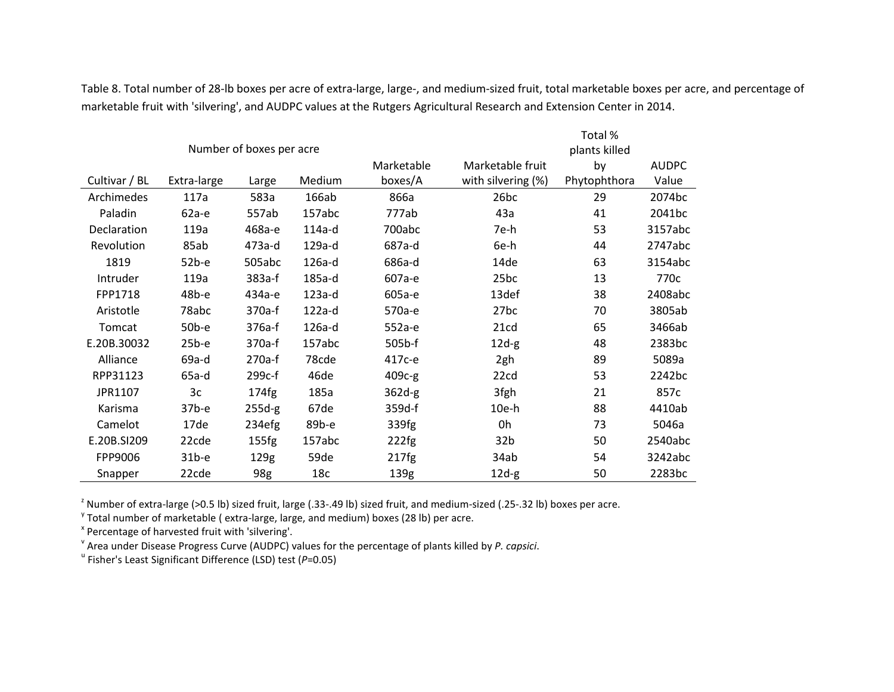Table 8. Total number of 28-lb boxes per acre of extra-large, large-, and medium-sized fruit, total marketable boxes per acre, and percentage of marketable fruit with 'silvering', and AUDPC values at the Rutgers Agricultural Research and Extension Center in 2014.

| | Number of boxes per acre | | | | | | |
|---|---|---|---|---|---|---|---|
| Cultivar / BL | Extra-large | Large | Medium | Marketable boxes/A | Marketable fruit with silvering (%) | Total % plants killed by Phytophthora | AUDPC Value |
| Archimedes | 117a | 583a | 166ab | 866a | 26bc | 29 | 2074bc |
| Paladin | 62a-e | 557ab | 157abc | 777ab | 43a | 41 | 2041bc |
| Declaration | 119a | 468a-e | 114a-d | 700abc | 7e-h | 53 | 3157abc |
| Revolution | 85ab | 473a-d | 129a-d | 687a-d | 6e-h | 44 | 2747abc |
| 1819 | 52b-e | 505abc | 126a-d | 686a-d | 14de | 63 | 3154abc |
| Intruder | 119a | 383a-f | 185a-d | 607a-e | 25bc | 13 | 770c |
| FPP1718 | 48b-e | 434a-e | 123a-d | 605a-e | 13def | 38 | 2408abc |
| Aristotle | 78abc | 370a-f | 122a-d | 570a-e | 27bc | 70 | 3805ab |
| Tomcat | 50b-e | 376a-f | 126a-d | 552a-e | 21cd | 65 | 3466ab |
| E.20B.30032 | 25b-e | 370a-f | 157abc | 505b-f | 12d-g | 48 | 2383bc |
| Alliance | 69a-d | 270a-f | 78cde | 417c-e | 2gh | 89 | 5089a |
| RPP31123 | 65a-d | 299c-f | 46de | 409c-g | 22cd | 53 | 2242bc |
| JPR1107 | 3c | 174fg | 185a | 362d-g | 3fgh | 21 | 857c |
| Karisma | 37b-e | 255d-g | 67de | 359d-f | 10e-h | 88 | 4410ab |
| Camelot | 17de | 234efg | 89b-e | 339fg | 0h | 73 | 5046a |
| E.20B.SI209 | 22cde | 155fg | 157abc | 222fg | 32b | 50 | 2540abc |
| FPP9006 | 31b-e | 129g | 59de | 217fg | 34ab | 54 | 3242abc |
| Snapper | 22cde | 98g | 18c | 139g | 12d-g | 50 | 2283bc |

[z] Number of extra-large (>0.5 lb) sized fruit, large (.33-.49 lb) sized fruit, and medium-sized (.25-.32 lb) boxes per acre.
[y] Total number of marketable ( extra-large, large, and medium) boxes (28 lb) per acre.
[x] Percentage of harvested fruit with 'silvering'.
[v] Area under Disease Progress Curve (AUDPC) values for the percentage of plants killed by *P. capsici*.
[u] Fisher's Least Significant Difference (LSD) test (*P*=0.05)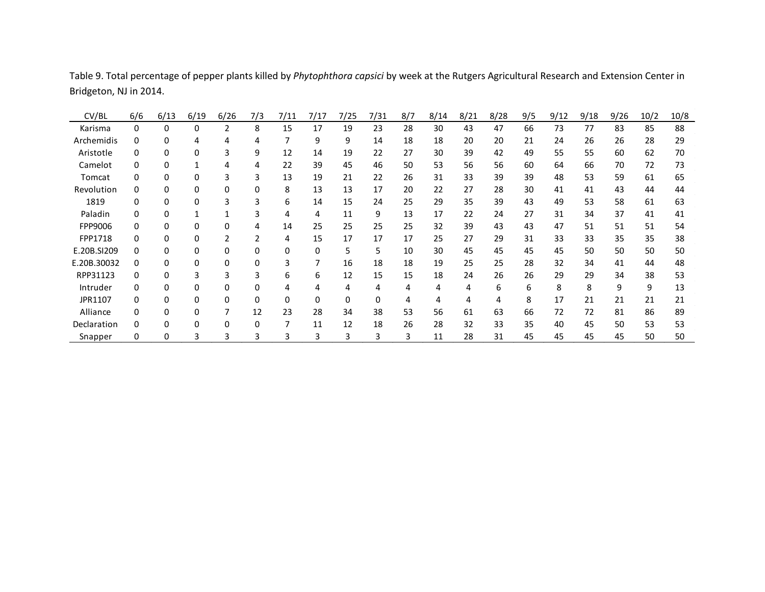Table 9. Total percentage of pepper plants killed by *Phytophthora capsici* by week at the Rutgers Agricultural Research and Extension Center in Bridgeton, NJ in 2014.

| CV/BL | 6/6 | 6/13 | 6/19 | 6/26 | 7/3 | 7/11 | 7/17 | 7/25 | 7/31 | 8/7 | 8/14 | 8/21 | 8/28 | 9/5 | 9/12 | 9/18 | 9/26 | 10/2 | 10/8 |
|---|---|---|---|---|---|---|---|---|---|---|---|---|---|---|---|---|---|---|---|
| Karisma | 0 | 0 | 0 | 2 | 8 | 15 | 17 | 19 | 23 | 28 | 30 | 43 | 47 | 66 | 73 | 77 | 83 | 85 | 88 |
| Archemidis | 0 | 0 | 4 | 4 | 4 | 7 | 9 | 9 | 14 | 18 | 18 | 20 | 20 | 21 | 24 | 26 | 26 | 28 | 29 |
| Aristotle | 0 | 0 | 0 | 3 | 9 | 12 | 14 | 19 | 22 | 27 | 30 | 39 | 42 | 49 | 55 | 55 | 60 | 62 | 70 |
| Camelot | 0 | 0 | 1 | 4 | 4 | 22 | 39 | 45 | 46 | 50 | 53 | 56 | 56 | 60 | 64 | 66 | 70 | 72 | 73 |
| Tomcat | 0 | 0 | 0 | 3 | 3 | 13 | 19 | 21 | 22 | 26 | 31 | 33 | 39 | 39 | 48 | 53 | 59 | 61 | 65 |
| Revolution | 0 | 0 | 0 | 0 | 0 | 8 | 13 | 13 | 17 | 20 | 22 | 27 | 28 | 30 | 41 | 41 | 43 | 44 | 44 |
| 1819 | 0 | 0 | 0 | 3 | 3 | 6 | 14 | 15 | 24 | 25 | 29 | 35 | 39 | 43 | 49 | 53 | 58 | 61 | 63 |
| Paladin | 0 | 0 | 1 | 1 | 3 | 4 | 4 | 11 | 9 | 13 | 17 | 22 | 24 | 27 | 31 | 34 | 37 | 41 | 41 |
| FPP9006 | 0 | 0 | 0 | 0 | 4 | 14 | 25 | 25 | 25 | 25 | 32 | 39 | 43 | 43 | 47 | 51 | 51 | 51 | 54 |
| FPP1718 | 0 | 0 | 0 | 2 | 2 | 4 | 15 | 17 | 17 | 17 | 25 | 27 | 29 | 31 | 33 | 33 | 35 | 35 | 38 |
| E.20B.SI209 | 0 | 0 | 0 | 0 | 0 | 0 | 0 | 5 | 5 | 10 | 30 | 45 | 45 | 45 | 45 | 50 | 50 | 50 | 50 |
| E.20B.30032 | 0 | 0 | 0 | 0 | 0 | 3 | 7 | 16 | 18 | 18 | 19 | 25 | 25 | 28 | 32 | 34 | 41 | 44 | 48 |
| RPP31123 | 0 | 0 | 3 | 3 | 3 | 6 | 6 | 12 | 15 | 15 | 18 | 24 | 26 | 26 | 29 | 29 | 34 | 38 | 53 |
| Intruder | 0 | 0 | 0 | 0 | 0 | 4 | 4 | 4 | 4 | 4 | 4 | 4 | 6 | 6 | 8 | 8 | 9 | 9 | 13 |
| JPR1107 | 0 | 0 | 0 | 0 | 0 | 0 | 0 | 0 | 0 | 4 | 4 | 4 | 4 | 8 | 17 | 21 | 21 | 21 | 21 |
| Alliance | 0 | 0 | 0 | 7 | 12 | 23 | 28 | 34 | 38 | 53 | 56 | 61 | 63 | 66 | 72 | 72 | 81 | 86 | 89 |
| Declaration | 0 | 0 | 0 | 0 | 0 | 7 | 11 | 12 | 18 | 26 | 28 | 32 | 33 | 35 | 40 | 45 | 50 | 53 | 53 |
| Snapper | 0 | 0 | 3 | 3 | 3 | 3 | 3 | 3 | 3 | 3 | 11 | 28 | 31 | 45 | 45 | 45 | 45 | 50 | 50 |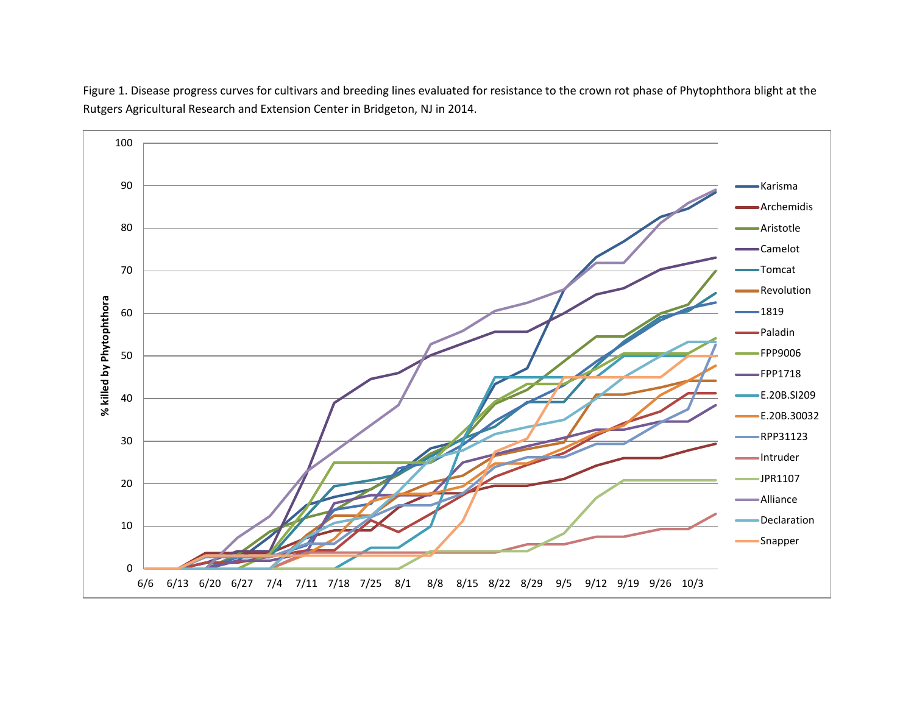Figure 1. Disease progress curves for cultivars and breeding lines evaluated for resistance to the crown rot phase of Phytophthora blight at the Rutgers Agricultural Research and Extension Center in Bridgeton, NJ in 2014.

% killed by Phytophthora

100
90
80
70
60
50
40
30
20
10
0

6/6 6/13 6/20 6/27 7/4 7/11 7/18 7/25 8/1 8/8 8/15 8/22 8/29 9/5 9/12 9/19 9/26 10/3

Karisma
Archemidis
Aristotle
Camelot
Tomcat
Revolution
1819
Paladin
FPP9006
FPP1718
E.20B.SI209
E.20B.30032
RPP31123
Intruder
JPR1107
Alliance
Declaration
Snapper